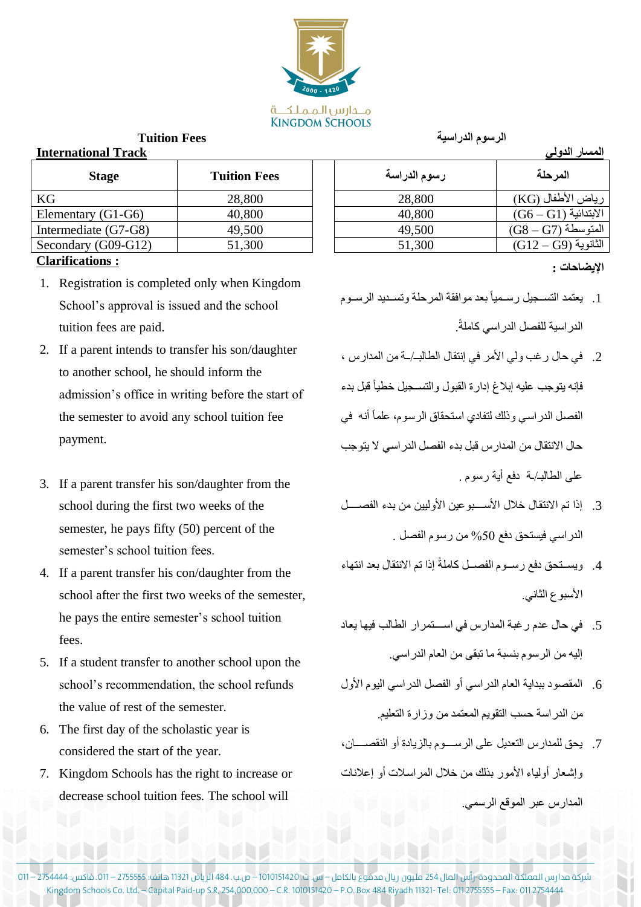مــدارس الـمـمـلـكـــة
KINGDOM SCHOOLS

## Tuition Fees

### International Track

| Stage | Tuition Fees |
|---|---|
| KG | 28,800 |
| Elementary (G1-G6) | 40,800 |
| Intermediate (G7-G8) | 49,500 |
| Secondary (G09-G12) | 51,300 |

**Clarifications :**

1. Registration is completed only when Kingdom School's approval is issued and the school tuition fees are paid.
2. If a parent intends to transfer his son/daughter to another school, he should inform the admission's office in writing before the start of the semester to avoid any school tuition fee payment.
3. If a parent transfer his son/daughter from the school during the first two weeks of the semester, he pays fifty (50) percent of the semester's school tuition fees.
4. If a parent transfer his con/daughter from the school after the first two weeks of the semester, he pays the entire semester's school tuition fees.
5. If a student transfer to another school upon the school's recommendation, the school refunds the value of rest of the semester.
6. The first day of the scholastic year is considered the start of the year.
7. Kingdom Schools has the right to increase or decrease school tuition fees. The school will

## الرسوم الدراسية

### المسار الدولي

| المرحلة | رسوم الدراسة |
|---|---|
| رياض الأطفال (KG) | 28,800 |
| الابتدائية (G6 – G1) | 40,800 |
| المتوسطة (G8 – G7) | 49,500 |
| الثانوية (G12 – G9) | 51,300 |

**الإيضاحات :**

1. يعتمد التسجيل رسمياً بعد موافقة المرحلة وتسديد الرسوم الدراسية للفصل الدراسي كاملةً.
2. في حال رغب ولي الأمر في إنتقال الطالب/ـة من المدارس ، فإنه يتوجب عليه إبلاغ إدارة القبول والتسجيل خطياً قبل بدء الفصل الدراسي وذلك لتفادي استحقاق الرسوم، علماً أنه في حال الانتقال من المدارس قبل بدء الفصل الدراسي لا يتوجب على الطالب/ـة دفع أية رسوم .
3. إذا تم الانتقال خلال الأسبوعين الأولين من بدء الفصل الدراسي فيستحق دفع 50% من رسوم الفصل .
4. ويستحق دفع رسوم الفصل كاملةً إذا تم الانتقال بعد انتهاء الأسبوع الثاني.
5. في حال عدم رغبة المدارس في استمرار الطالب فيها يعاد إليه من الرسوم بنسبة ما تبقى من العام الدراسي.
6. المقصود ببداية العام الدراسي أو الفصل الدراسي اليوم الأول من الدراسة حسب التقويم المعتمد من وزارة التعليم.
7. يحق للمدارس التعديل على الرسوم بالزيادة أو النقصان، وإشعار أولياء الأمور بذلك من خلال المراسلات أو إعلانات المدارس عبر الموقع الرسمي.

شركة مدارس المملكة المحدودة-رأس المال 254 مليون ريال مدفوع بالكامل – س. ت. 1010151420 – ص.ب. 484 الرياض 11321 هاتف: 2755555 – 011. فاكس: 2754444 – 011
Kingdom Schools Co. Ltd. – Capital Paid-up S.R. 254,000,000 – C.R. 1010151420 – P.O. Box 484 Riyadh 11321- Tel: 011 2755555 – Fax: 011 2754444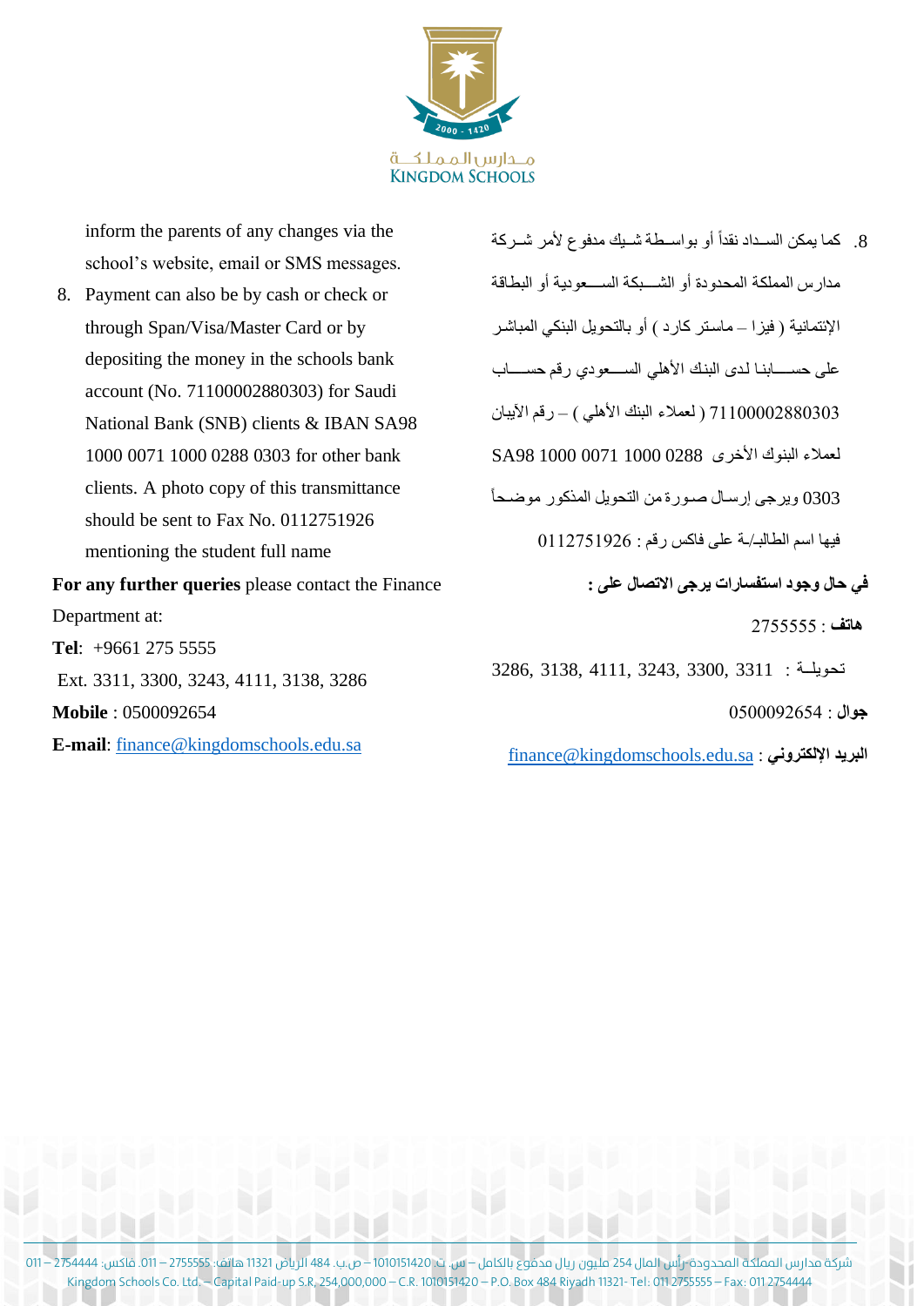inform the parents of any changes via the school's website, email or SMS messages.

8. Payment can also be by cash or check or through Span/Visa/Master Card or by depositing the money in the schools bank account (No. 71100002880303) for Saudi National Bank (SNB) clients & IBAN SA98 1000 0071 1000 0288 0303 for other bank clients. A photo copy of this transmittance should be sent to Fax No. 0112751926 mentioning the student full name

**For any further queries** please contact the Finance Department at:

**Tel**: +9661 275 5555

Ext. 3311, 3300, 3243, 4111, 3138, 3286

**Mobile** : 0500092654

**E-mail**: finance@kingdomschools.edu.sa

8. كما يمكن السداد نقداً أو بواسطة شيك مدفوع لأمر شركة مدارس المملكة المحدودة أو الشبكة السعودية أو البطاقة الإئتمانية ( فيزا – ماستر كارد ) أو بالتحويل البنكي المباشر على حسابنا لدى البنك الأهلي السعودي رقم حساب 71100002880303 ( لعملاء البنك الأهلي ) – رقم الأيبان لعملاء البنوك الأخرى SA98 1000 0071 1000 0288 0303 ويرجى إرسال صورة من التحويل المذكور موضحاً فيها اسم الطالب/ـة على فاكس رقم : 0112751926

**في حال وجود استفسارات يرجى الاتصال على :**

**هاتف** : 2755555

تحويلة : 3286, 3138, 4111, 3243, 3300, 3311

**جوال** : 0500092654

**البريد الإلكتروني** : finance@kingdomschools.edu.sa